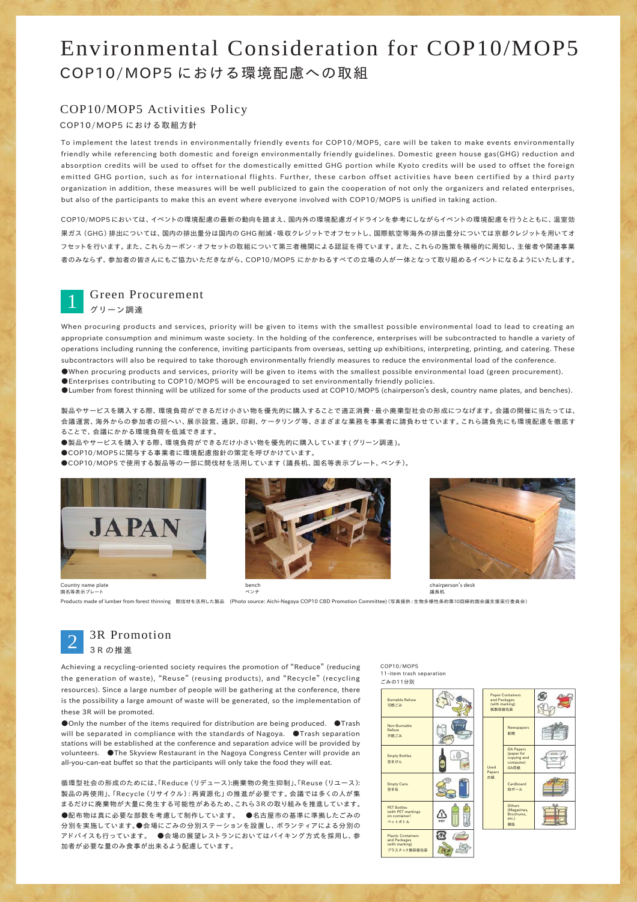# Environmental Consideration for COP10/MOP5
# COP10/MOP5 における環境配慮への取組

## COP10/MOP5 Activities Policy
### COP10/MOP5 における取組方針

To implement the latest trends in environmentally friendly events for COP10/MOP5, care will be taken to make events environmentally friendly while referencing both domestic and foreign environmentally friendly guidelines. Domestic green house gas(GHG) reduction and absorption credits will be used to offset for the domestically emitted GHG portion while Kyoto credits will be used to offset the foreign emitted GHG portion, such as for international flights. Further, these carbon offset activities have been certified by a third party organization in addition, these measures will be well publicized to gain the cooperation of not only the organizers and related enterprises, but also of the participants to make this an event where everyone involved with COP10/MOP5 is unified in taking action.

COP10/MOP5においては、イベントの環境配慮の最新の動向を踏まえ、国内外の環境配慮ガイドラインを参考にしながらイベントの環境配慮を行うとともに、温室効果ガス（GHG）排出については、国内の排出量分は国内のGHG削減・吸収クレジットでオフセットし、国際航空等海外の排出量分については京都クレジットを用いてオフセットを行います。また、これらカーボン・オフセットの取組について第三者機関による認証を得ています。また、これらの施策を積極的に周知し、主催者や関連事業者のみならず、参加者の皆さんにもご協力いただきながら、COP10/MOP5 にかかわるすべての立場の人が一体となって取り組めるイベントになるようにいたします。

## 1 Green Procurement
### グリーン調達

When procuring products and services, priority will be given to items with the smallest possible environmental load to lead to creating an appropriate consumption and minimum waste society. In the holding of the conference, enterprises will be subcontracted to handle a variety of operations including running the conference, inviting participants from overseas, setting up exhibitions, interpreting, printing, and catering. These subcontractors will also be required to take thorough environmentally friendly measures to reduce the environmental load of the conference.

- ●When procuring products and services, priority will be given to items with the smallest possible environmental load (green procurement).
- ●Enterprises contributing to COP10/MOP5 will be encouraged to set environmentally friendly policies.
- ●Lumber from forest thinning will be utilized for some of the products used at COP10/MOP5 (chairperson's desk, country name plates, and benches).

製品やサービスを購入する際、環境負荷ができるだけ小さい物を優先的に購入することで適正消費・最小廃棄型社会の形成につなげます。会議の開催に当たっては、会議運営、海外からの参加者の招へい、展示設営、通訳、印刷、ケータリング等、さまざまな業務を事業者に請負わせています。これら請負先にも環境配慮を徹底することで、会議にかかる環境負荷を低減できます。

- ●製品やサービスを購入する際、環境負荷ができるだけ小さい物を優先的に購入しています（グリーン調達）。
- ●COP10/MOP5に関与する事業者に環境配慮指針の策定を呼びかけています。
- ●COP10/MOP5で使用する製品等の一部に間伐材を活用しています（議長机、国名等表示プレート、ベンチ）。

Country name plate
国名等表示プレート

bench
ベンチ

chairperson's desk
議長机

Products made of lumber from forest thinning　間伐材を活用した製品　(Photo source: Aichi-Nagoya COP10 CBD Promotion Committee) (写真提供：生物多様性条約第10回締約国会議支援実行委員会)

## 2 3R Promotion
### 3Rの推進

Achieving a recycling-oriented society requires the promotion of "Reduce" (reducing the generation of waste), "Reuse" (reusing products), and "Recycle" (recycling resources). Since a large number of people will be gathering at the conference, there is the possibility a large amount of waste will be generated, so the implementation of these 3R will be promoted.

●Only the number of the items required for distribution are being produced. ●Trash will be separated in compliance with the standards of Nagoya. ●Trash separation stations will be established at the conference and separation advice will be provided by volunteers. ●The Skyview Restaurant in the Nagoya Congress Center will provide an all-you-can-eat buffet so that the participants will only take the food they will eat.

循環型社会の形成のためには、「Reduce（リデュース）:廃棄物の発生抑制」、「Reuse（リユース）:製品の再使用」、「Recycle（リサイクル）:再資源化」の推進が必要です。会議では多くの人が集まるだけに廃棄物が大量に発生する可能性があるため、これら3Rの取り組みを推進しています。
●配布物は真に必要な部数を考慮して制作しています。●名古屋市の基準に準拠したごみの分別を実施しています。●会場にごみの分別ステーションを設置し、ボランティアによる分別のアドバイスも行っています。●会場の展望レストランにおいてはバイキング方式を採用し、参加者が必要な量のみ食事が出来るよう配慮しています。

COP10/MOP5
11-item trash separation
ごみの11分別

| Category |
|---|
| Burnable Refuse 可燃ごみ |
| Non-Burnable Refuse 不燃ごみ |
| Empty Bottles 空きびん |
| Empty Cans 空き缶 |
| PET Bottles (with PET markings on container) ペットボトル |
| Plastic Containers and Packages (with marking) プラスチック製容器包装 |
| Paper Containers and Packages (with marking) 紙製容器包装 |

| Category | Item |
|---|---|
| Used Papers 古紙 | Newspapers 新聞 |
| | OA Papers (paper for copying and computer) OA用紙 |
| | Cardboard 段ボール |
| | Others (Magazines, Brochures, etc.) 雑誌 |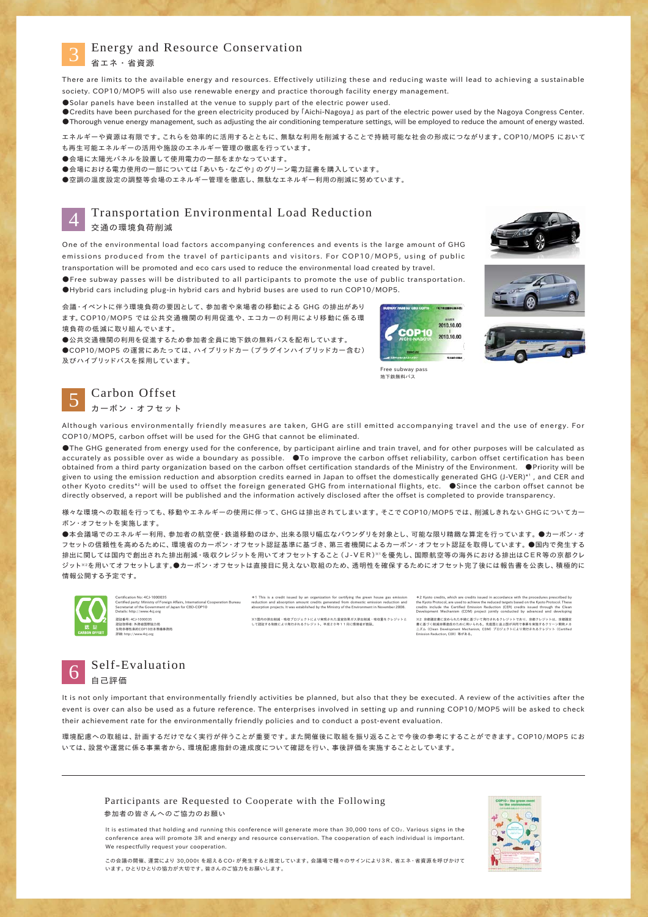## 3 Energy and Resource Conservation
### 省エネ・省資源

There are limits to the available energy and resources. Effectively utilizing these and reducing waste will lead to achieving a sustainable society. COP10/MOP5 will also use renewable energy and practice thorough facility energy management.

●Solar panels have been installed at the venue to supply part of the electric power used.
●Credits have been purchased for the green electricity produced by「Aichi-Nagoya」as part of the electric power used by the Nagoya Congress Center.
●Thorough venue energy management, such as adjusting the air conditioning temperature settings, will be employed to reduce the amount of energy wasted.

エネルギーや資源は有限です。これらを効率的に活用するとともに、無駄な利用を削減することで持続可能な社会の形成につながります。COP10/MOP5 においても再生可能エネルギーの活用や施設のエネルギー管理の徹底を行っています。

●会場に太陽光パネルを設置して使用電力の一部をまかなっています。
●会場における電力使用の一部については「あいち・なごや」のグリーン電力証書を購入しています。
●空調の温度設定の調整等会場のエネルギー管理を徹底し、無駄なエネルギー利用の削減に努めています。

## 4 Transportation Environmental Load Reduction
### 交通の環境負荷削減

One of the environmental load factors accompanying conferences and events is the large amount of GHG emissions produced from the travel of participants and visitors. For COP10/MOP5, using of public transportation will be promoted and eco cars used to reduce the environmental load created by travel.

●Free subway passes will be distributed to all participants to promote the use of public transportation.
●Hybrid cars including plug-in hybrid cars and hybrid buses are used to run COP10/MOP5.

会議・イベントに伴う環境負荷の要因として、参加者や来場者の移動による GHG の排出があります。COP10/MOP5 では公共交通機関の利用促進や、エコカーの利用により移動に係る環境負荷の低減に取り組んでいます。

●公共交通機関の利用を促進するため参加者全員に地下鉄の無料パスを配布しています。
●COP10/MOP5 の運営にあたっては、ハイブリッドカー（プラグインハイブリッドカー含む）及びハイブリッドバスを採用しています。

Free subway pass
地下鉄無料パス

## 5 Carbon Offset
### カーボン・オフセット

Although various environmentally friendly measures are taken, GHG are still emitted accompanying travel and the use of energy. For COP10/MOP5, carbon offset will be used for the GHG that cannot be eliminated.

●The GHG generated from energy used for the conference, by participant airline and train travel, and for other purposes will be calculated as accurately as possible over as wide a boundary as possible. ●To improve the carbon offset reliability, carbon offset certification has been obtained from a third party organization based on the carbon offset certification standards of the Ministry of the Environment. ●Priority will be given to using the emission reduction and absorption credits earned in Japan to offset the domestically generated GHG (J-VER)*1 , and CER and other Kyoto credits*2 will be used to offset the foreign generated GHG from international flights, etc. ●Since the carbon offset cannot be directly observed, a report will be published and the information actively disclosed after the offset is completed to provide transparency.

様々な環境への取組を行っても、移動やエネルギーの使用に伴って、GHGは排出されてしまいます。そこでCOP10/MOP5では、削減しきれないGHGについてカーボン・オフセットを実施します。

●本会議場でのエネルギー利用、参加者の航空便・鉄道移動のほか、出来る限り幅広なバウンダリを対象とし、可能な限り精緻な算定を行っています。●カーボン・オフセットの信頼性を高めるために、環境省のカーボン・オフセット認証基準に基づき、第三者機関によるカーボン・オフセット認証を取得しています。●国内で発生する排出に関しては国内で創出された排出削減・吸収クレジットを用いてオフセットすること（J-VER）※1を優先し、国際航空等の海外における排出はCER等の京都クレジット※2を用いてオフセットします。●カーボン・オフセットは直接目に見えない取組のため、透明性を確保するためにオフセット完了後には報告書を公表し、積極的に情報公開する予定です。

Certification No: 4CJ-1000035
Certified party: Ministry of Foreign Affairs, International Cooperation Bureau
Secretariat of the Government of Japan for CBD-COP10
Details: http://www.4cj.org

認証番号: 4CJ-1000035
認証取得者: 外務省国際協力局
生物多様性条約COP10日本準備事務局
詳細: http://www.4cj.org

*1 This is a credit issued by an organization for certifying the green house gas emission reduction and absorption amount credits generated from domestic emission reduction and absorption projects. It was established by the Ministry of the Environment in November 2008.

※1国内の排出削減・吸収プロジェクトにより実現された温室効果ガス排出削減・吸収量をクレジットとして認証する制度により発行されるクレジット。平成２０年１１月に環境省が創設。

*2 Kyoto credits, which are credits issued in accordance with the procedures prescribed by the Kyoto Protocol, are used to achieve the reduced targets based on the Kyoto Protocol. These credits include the Certified Emission Reduction (CER) credits issued through the Clean Development Mechanism (CDM) project jointly conducted by advanced and developing

※2 京都議定書に定められた手続に基づいて発行されるクレジットであり、京都クレジットは、京都議定書に基づく削減目標達成のために用いられる。先進国と途上国が共同で事業を実施するクリーン開発メカニズム（Clean Development Mechanism, CDM）プロジェクトにより発行されるクレジット（Certified Emission Reduction, CER）等がある。

## 6 Self-Evaluation
### 自己評価

It is not only important that environmentally friendly activities be planned, but also that they be executed. A review of the activities after the event is over can also be used as a future reference. The enterprises involved in setting up and running COP10/MOP5 will be asked to check their achievement rate for the environmentally friendly policies and to conduct a post-event evaluation.

環境配慮への取組は、計画するだけでなく実行が伴うことが重要です。また開催後に取組を振り返ることで今後の参考にすることができます。COP10/MOP5 においては、設営や運営に係る事業者から、環境配慮指針の達成度について確認を行い、事後評価を実施することとしています。

---

### Participants are Requested to Cooperate with the Following
#### 参加者の皆さんへのご協力のお願い

It is estimated that holding and running this conference will generate more than 30,000 tons of $CO_2$. Various signs in the conference area will promote 3R and energy and resource conservation. The cooperation of each individual is important. We respectfully request your cooperation.

この会議の開催、運営により 30,000t を超える$CO_2$が発生すると推定しています。会議場で種々のサインにより3R、省エネ・省資源を呼びかけています。ひとりひとりの協力が大切です。皆さんのご協力をお願いします。